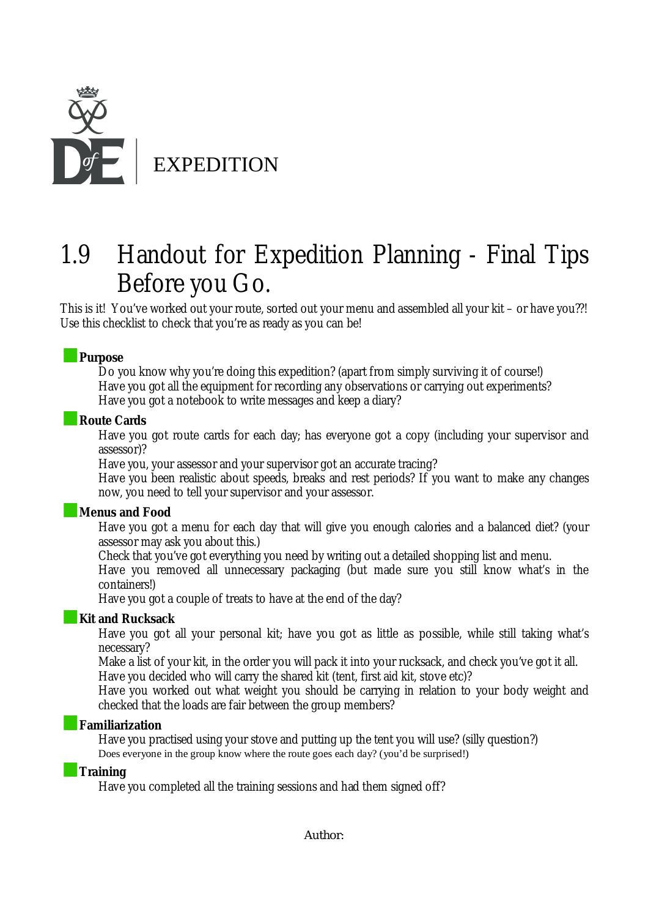EXPEDITION

# 1.9 Handout for Expedition Planning - Final Tips Before you Go.

This is it! You've worked out your route, sorted out your menu and assembled all your kit – or have you??! Use this checklist to check that you're as ready as you can be!

**Purpose**

Do you know why you're doing this expedition? (apart from simply surviving it of course!)
Have you got all the equipment for recording any observations or carrying out experiments?
Have you got a notebook to write messages and keep a diary?

**Route Cards**

Have you got route cards for each day; has everyone got a copy (including your supervisor and assessor)?
Have you, your assessor and your supervisor got an accurate tracing?
Have you been realistic about speeds, breaks and rest periods? If you want to make any changes now, you need to tell your supervisor and your assessor.

**Menus and Food**

Have you got a menu for each day that will give you enough calories and a balanced diet? (your assessor may ask you about this.)
Check that you've got everything you need by writing out a detailed shopping list and menu.
Have you removed all unnecessary packaging (but made sure you still know what's in the containers!)
Have you got a couple of treats to have at the end of the day?

**Kit and Rucksack**

Have you got all your personal kit; have you got as little as possible, while still taking what's necessary?
Make a list of your kit, in the order you will pack it into your rucksack, and check you've got it all.
Have you decided who will carry the shared kit (tent, first aid kit, stove etc)?
Have you worked out what weight you should be carrying in relation to your body weight and checked that the loads are fair between the group members?

**Familiarization**

Have you practised using your stove and putting up the tent you will use? (silly question?)
Does everyone in the group know where the route goes each day? (you'd be surprised!)

**Training**

Have you completed all the training sessions and had them signed off?

Author: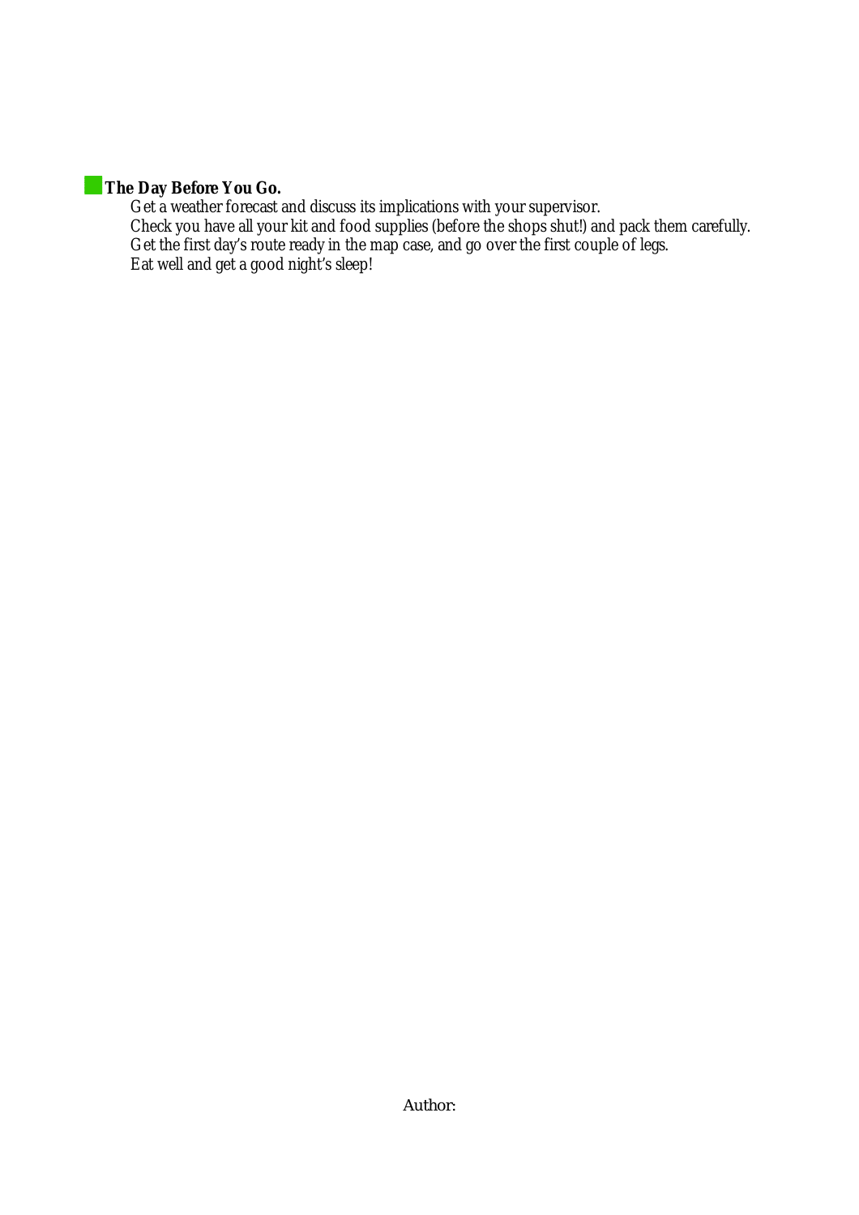**The Day Before You Go.**

Get a weather forecast and discuss its implications with your supervisor.
Check you have all your kit and food supplies (before the shops shut!) and pack them carefully.
Get the first day's route ready in the map case, and go over the first couple of legs.
Eat well and get a good night's sleep!

Author: